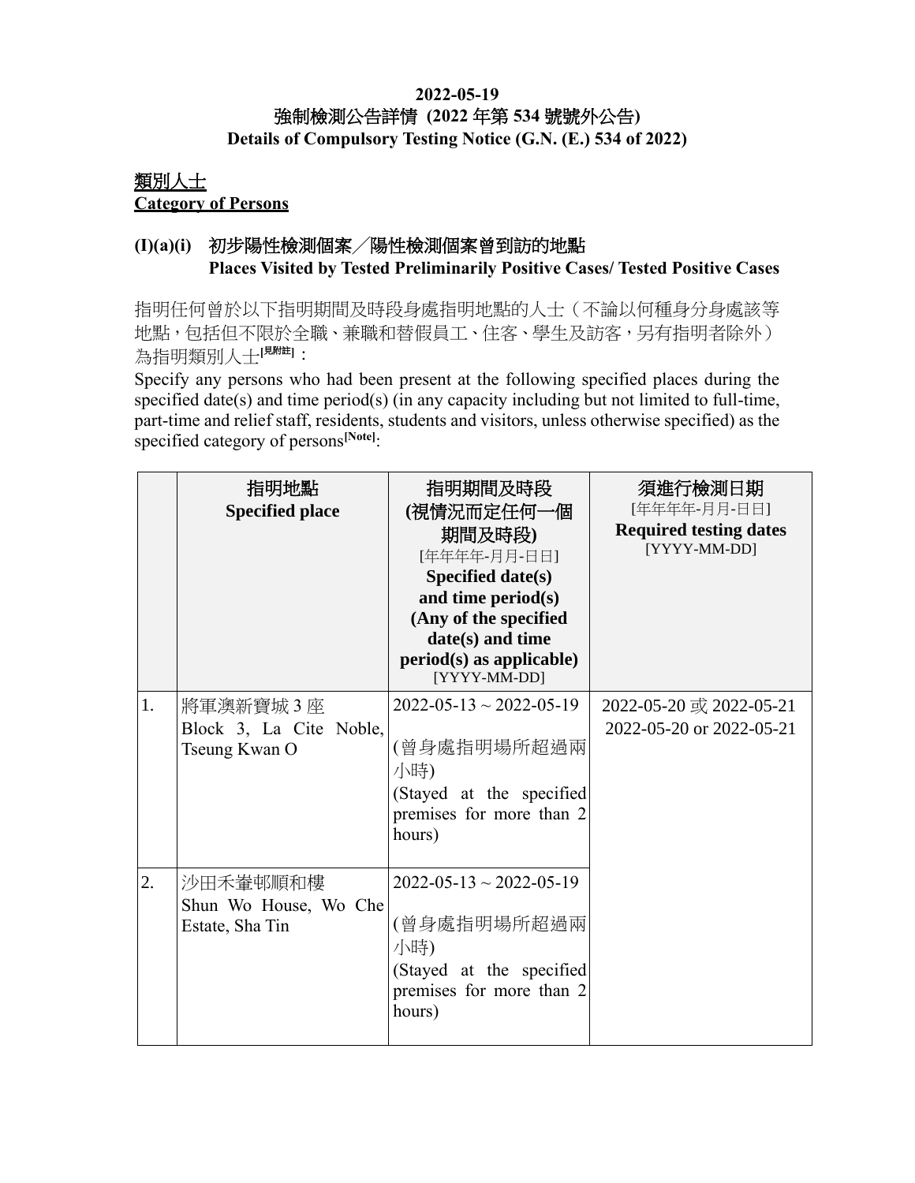**2022-05-19**

**強制檢測公告詳情 (2022 年第 534 號號外公告)**

**Details of Compulsory Testing Notice (G.N. (E.) 534 of 2022)**

## 類別人士
## Category of Persons

### (I)(a)(i) 初步陽性檢測個案╱陽性檢測個案曾到訪的地點 Places Visited by Tested Preliminarily Positive Cases/ Tested Positive Cases

指明任何曾於以下指明期間及時段身處指明地點的人士（不論以何種身分身處該等地點，包括但不限於全職、兼職和替假員工、住客、學生及訪客，另有指明者除外）為指明類別人士[見附註]：

Specify any persons who had been present at the following specified places during the specified date(s) and time period(s) (in any capacity including but not limited to full-time, part-time and relief staff, residents, students and visitors, unless otherwise specified) as the specified category of persons[Note]:

| | 指明地點 **Specified place** | 指明期間及時段 (視情況而定任何一個期間及時段) [年年年年-月月-日日] **Specified date(s) and time period(s) (Any of the specified date(s) and time period(s) as applicable)** [YYYY-MM-DD] | 須進行檢測日期 [年年年年-月月-日日] **Required testing dates** [YYYY-MM-DD] |
|---|---|---|---|
| 1. | 將軍澳新寶城 3 座 Block 3, La Cite Noble, Tseung Kwan O | 2022-05-13 ~ 2022-05-19 (曾身處指明場所超過兩小時) (Stayed at the specified premises for more than 2 hours) | 2022-05-20 或 2022-05-21 2022-05-20 or 2022-05-21 |
| 2. | 沙田禾輋邨順和樓 Shun Wo House, Wo Che Estate, Sha Tin | 2022-05-13 ~ 2022-05-19 (曾身處指明場所超過兩小時) (Stayed at the specified premises for more than 2 hours) | |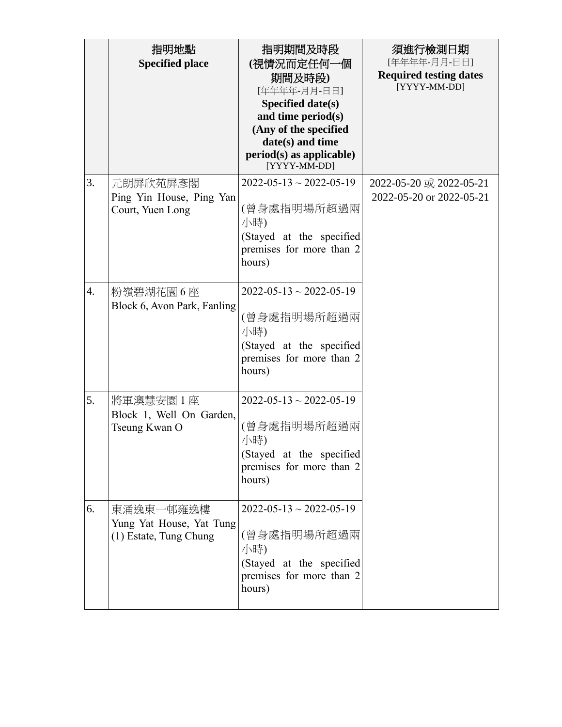| | 指明地點<br>**Specified place** | 指明期間及時段<br>**(視情況而定任何一個期間及時段)**<br>[年年年年-月月-日日]<br>**Specified date(s) and time period(s) (Any of the specified date(s) and time period(s) as applicable)**<br>[YYYY-MM-DD] | 須進行檢測日期<br>[年年年年-月月-日日]<br>**Required testing dates**<br>[YYYY-MM-DD] |
|---|---|---|---|
| 3. | 元朗屏欣苑屏彥閣<br>Ping Yin House, Ping Yan Court, Yuen Long | 2022-05-13 ~ 2022-05-19<br><br>(曾身處指明場所超過兩小時)<br>(Stayed at the specified premises for more than 2 hours) | 2022-05-20 或 2022-05-21<br>2022-05-20 or 2022-05-21 |
| 4. | 粉嶺碧湖花園 6 座<br>Block 6, Avon Park, Fanling | 2022-05-13 ~ 2022-05-19<br><br>(曾身處指明場所超過兩小時)<br>(Stayed at the specified premises for more than 2 hours) | |
| 5. | 將軍澳慧安園 1 座<br>Block 1, Well On Garden, Tseung Kwan O | 2022-05-13 ~ 2022-05-19<br><br>(曾身處指明場所超過兩小時)<br>(Stayed at the specified premises for more than 2 hours) | |
| 6. | 東涌逸東一邨雍逸樓<br>Yung Yat House, Yat Tung (1) Estate, Tung Chung | 2022-05-13 ~ 2022-05-19<br><br>(曾身處指明場所超過兩小時)<br>(Stayed at the specified premises for more than 2 hours) | |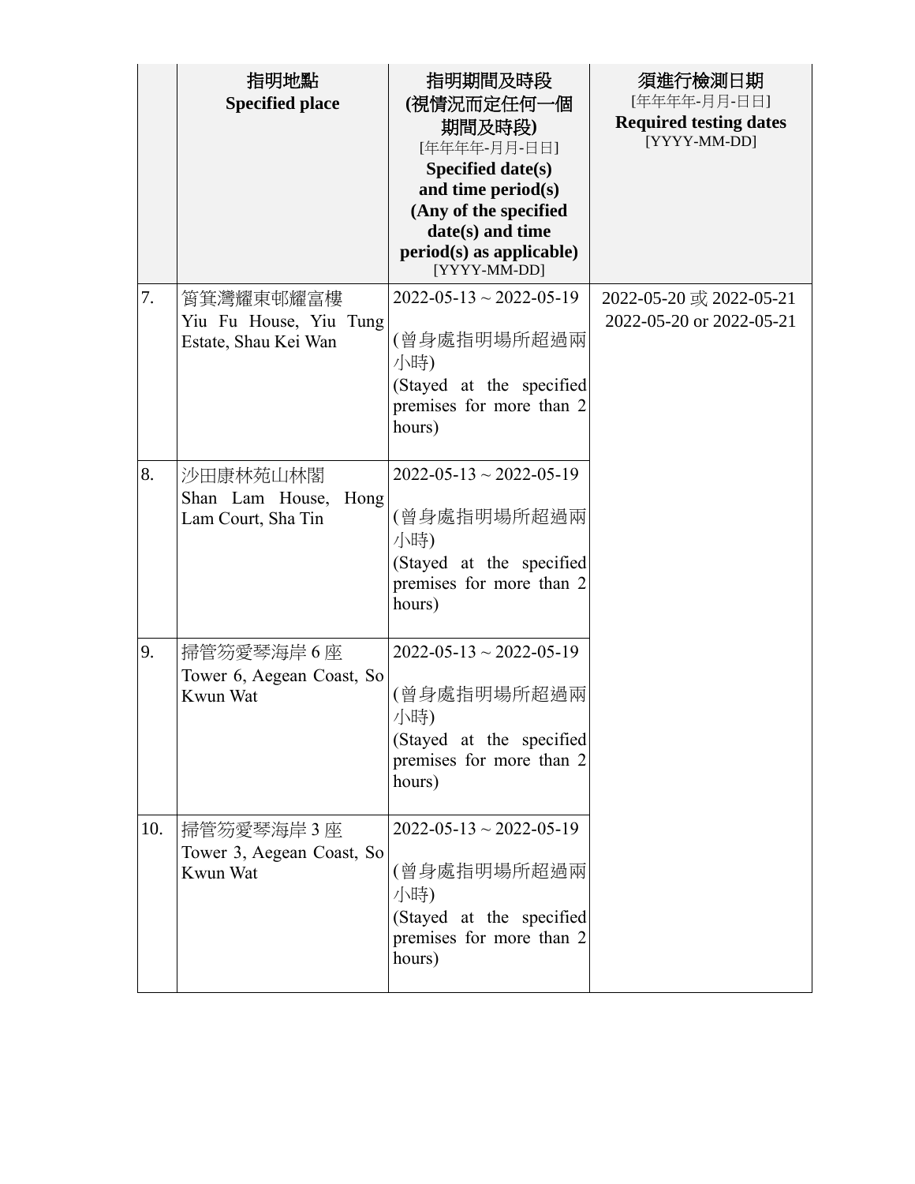| | 指明地點<br>**Specified place** | 指明期間及時段<br>**(視情況而定任何一個期間及時段)**<br>[年年年年-月月-日日]<br>**Specified date(s) and time period(s) (Any of the specified date(s) and time period(s) as applicable)**<br>[YYYY-MM-DD] | 須進行檢測日期<br>[年年年年-月月-日日]<br>**Required testing dates**<br>[YYYY-MM-DD] |
|---|---|---|---|
| 7. | 筲箕灣耀東邨耀富樓<br>Yiu Fu House, Yiu Tung Estate, Shau Kei Wan | 2022-05-13 ~ 2022-05-19<br><br>(曾身處指明場所超過兩小時)<br>(Stayed at the specified premises for more than 2 hours) | 2022-05-20 或 2022-05-21<br>2022-05-20 or 2022-05-21 |
| 8. | 沙田康林苑山林閣<br>Shan Lam House, Hong Lam Court, Sha Tin | 2022-05-13 ~ 2022-05-19<br><br>(曾身處指明場所超過兩小時)<br>(Stayed at the specified premises for more than 2 hours) | |
| 9. | 掃管笏愛琴海岸 6 座<br>Tower 6, Aegean Coast, So Kwun Wat | 2022-05-13 ~ 2022-05-19<br><br>(曾身處指明場所超過兩小時)<br>(Stayed at the specified premises for more than 2 hours) | |
| 10. | 掃管笏愛琴海岸 3 座<br>Tower 3, Aegean Coast, So Kwun Wat | 2022-05-13 ~ 2022-05-19<br><br>(曾身處指明場所超過兩小時)<br>(Stayed at the specified premises for more than 2 hours) | |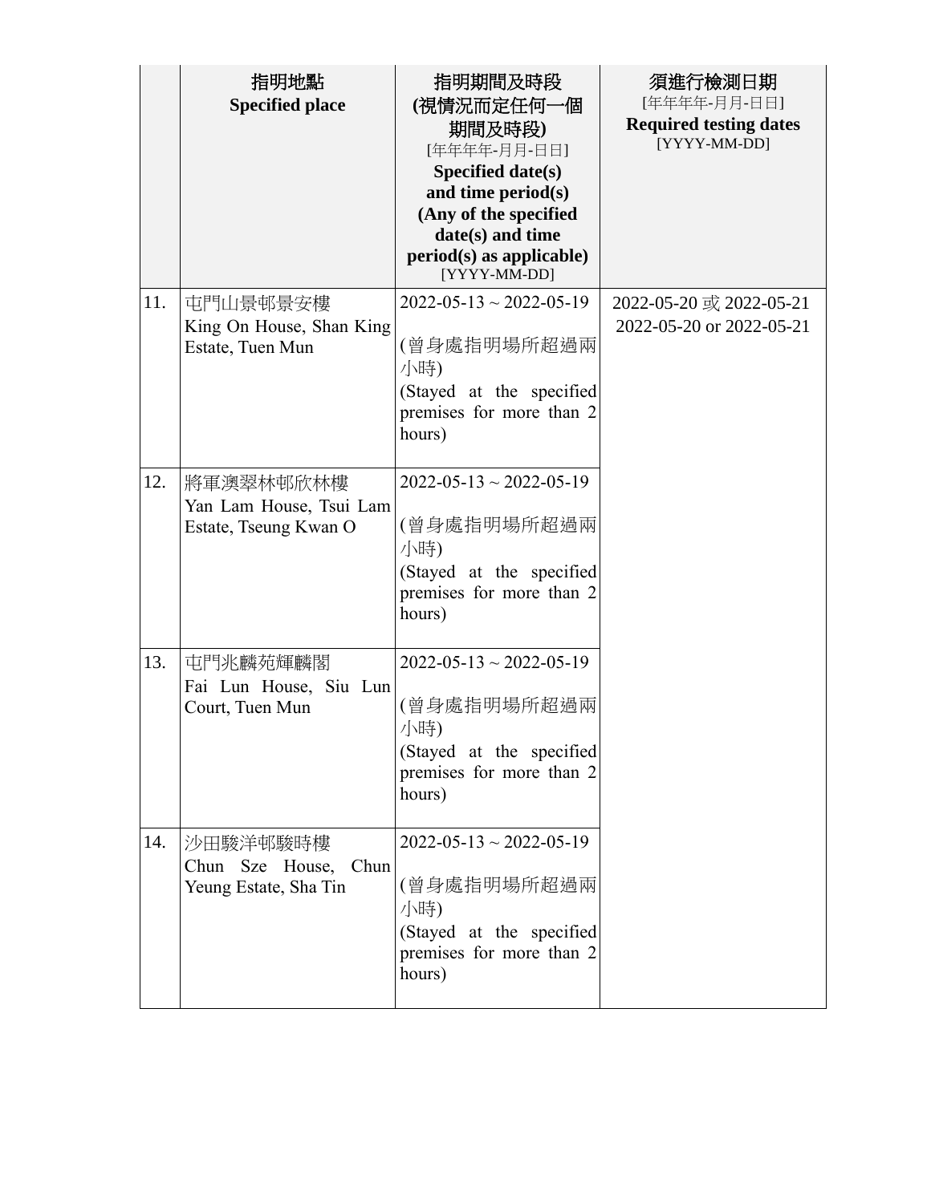| | 指明地點<br>**Specified place** | 指明期間及時段<br>**(視情況而定任何一個期間及時段)**<br>[年年年年-月月-日日]<br>**Specified date(s) and time period(s) (Any of the specified date(s) and time period(s) as applicable)**<br>[YYYY-MM-DD] | 須進行檢測日期<br>[年年年年-月月-日日]<br>**Required testing dates**<br>[YYYY-MM-DD] |
|---|---|---|---|
| 11. | 屯門山景邨景安樓<br>King On House, Shan King Estate, Tuen Mun | 2022-05-13 ~ 2022-05-19<br><br>(曾身處指明場所超過兩小時)<br>(Stayed at the specified premises for more than 2 hours) | 2022-05-20 或 2022-05-21<br>2022-05-20 or 2022-05-21 |
| 12. | 將軍澳翠林邨欣林樓<br>Yan Lam House, Tsui Lam Estate, Tseung Kwan O | 2022-05-13 ~ 2022-05-19<br><br>(曾身處指明場所超過兩小時)<br>(Stayed at the specified premises for more than 2 hours) | |
| 13. | 屯門兆麟苑輝麟閣<br>Fai Lun House, Siu Lun Court, Tuen Mun | 2022-05-13 ~ 2022-05-19<br><br>(曾身處指明場所超過兩小時)<br>(Stayed at the specified premises for more than 2 hours) | |
| 14. | 沙田駿洋邨駿時樓<br>Chun Sze House, Chun Yeung Estate, Sha Tin | 2022-05-13 ~ 2022-05-19<br><br>(曾身處指明場所超過兩小時)<br>(Stayed at the specified premises for more than 2 hours) | |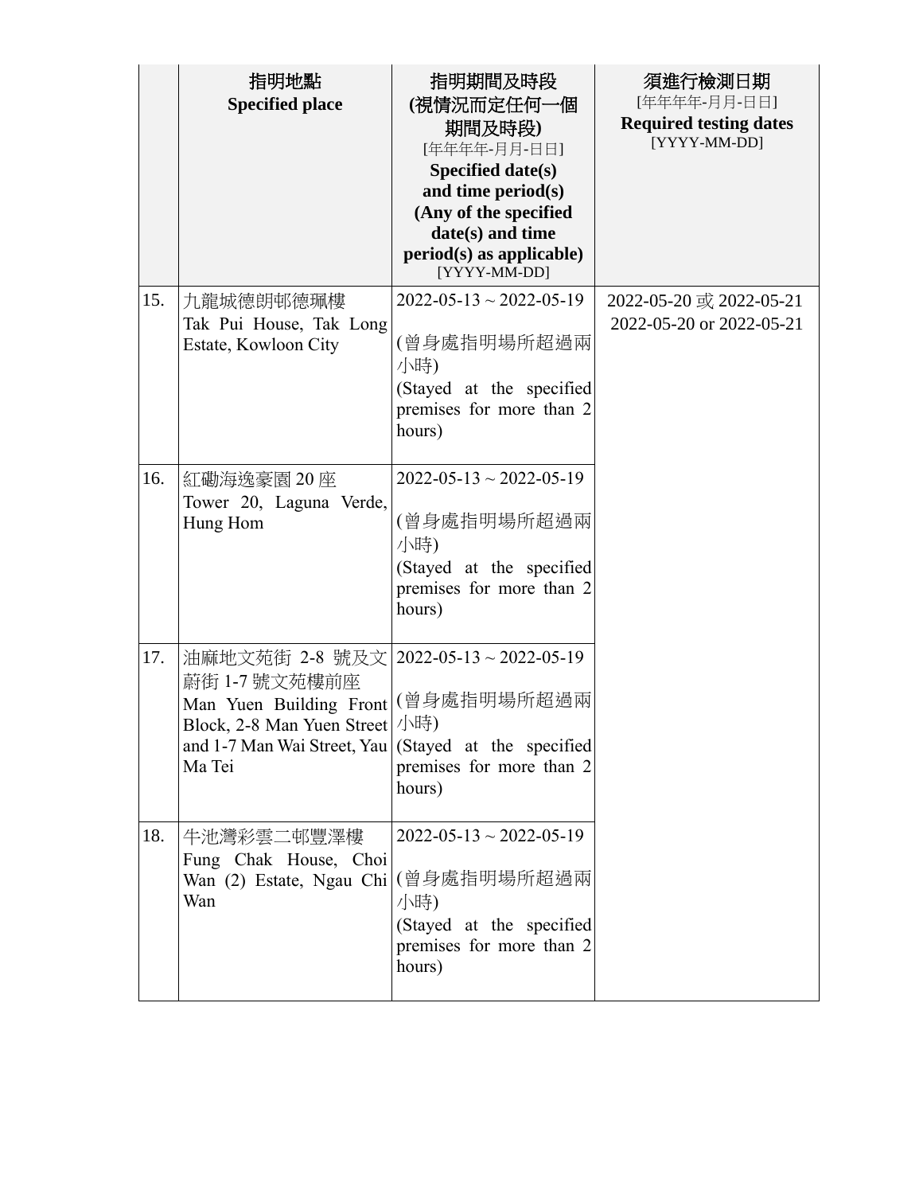| | 指明地點 Specified place | 指明期間及時段 (視情況而定任何一個期間及時段) [年年年年-月月-日日] Specified date(s) and time period(s) (Any of the specified date(s) and time period(s) as applicable) [YYYY-MM-DD] | 須進行檢測日期 [年年年年-月月-日日] Required testing dates [YYYY-MM-DD] |
|---|---|---|---|
| 15. | 九龍城德朗邨德珮樓 Tak Pui House, Tak Long Estate, Kowloon City | 2022-05-13 ~ 2022-05-19 (曾身處指明場所超過兩小時) (Stayed at the specified premises for more than 2 hours) | 2022-05-20 或 2022-05-21 2022-05-20 or 2022-05-21 |
| 16. | 紅磡海逸豪園 20 座 Tower 20, Laguna Verde, Hung Hom | 2022-05-13 ~ 2022-05-19 (曾身處指明場所超過兩小時) (Stayed at the specified premises for more than 2 hours) | |
| 17. | 油麻地文苑街 2-8 號及文蔚街 1-7 號文苑樓前座 Man Yuen Building Front Block, 2-8 Man Yuen Street and 1-7 Man Wai Street, Yau Ma Tei | 2022-05-13 ~ 2022-05-19 (曾身處指明場所超過兩小時) (Stayed at the specified premises for more than 2 hours) | |
| 18. | 牛池灣彩雲二邨豐澤樓 Fung Chak House, Choi Wan (2) Estate, Ngau Chi Wan | 2022-05-13 ~ 2022-05-19 (曾身處指明場所超過兩小時) (Stayed at the specified premises for more than 2 hours) | |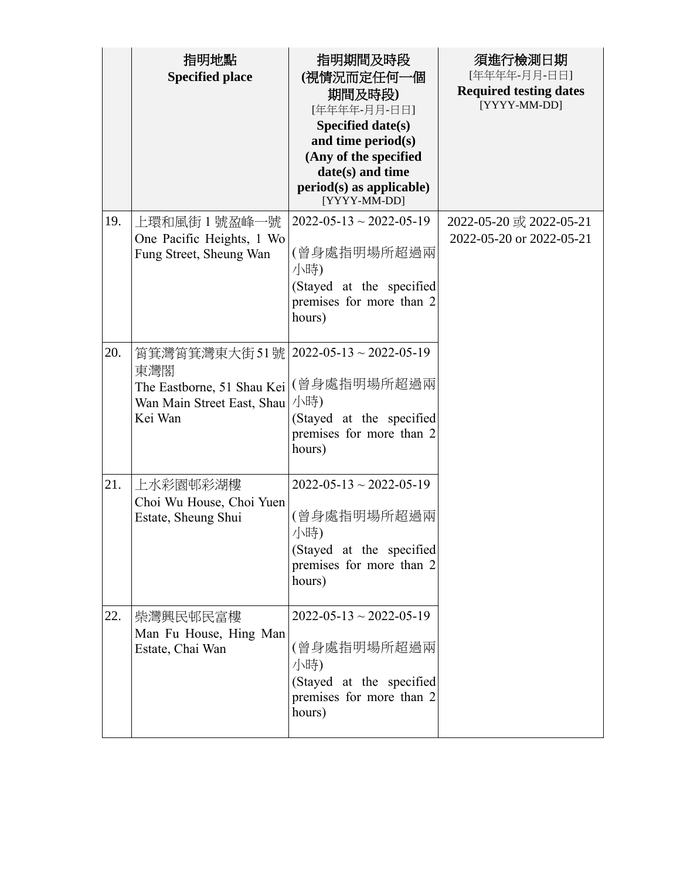| | 指明地點<br>**Specified place** | 指明期間及時段<br>**(視情況而定任何一個期間及時段)**<br>[年年年年-月月-日日]<br>**Specified date(s) and time period(s) (Any of the specified date(s) and time period(s) as applicable)**<br>[YYYY-MM-DD] | 須進行檢測日期<br>[年年年年-月月-日日]<br>**Required testing dates**<br>[YYYY-MM-DD] |
|---|---|---|---|
| 19. | 上環和風街 1 號盈峰一號<br>One Pacific Heights, 1 Wo Fung Street, Sheung Wan | 2022-05-13 ~ 2022-05-19<br><br>(曾身處指明場所超過兩小時)<br>(Stayed at the specified premises for more than 2 hours) | 2022-05-20 或 2022-05-21<br>2022-05-20 or 2022-05-21 |
| 20. | 筲箕灣筲箕灣東大街51號東灣閣<br>The Eastborne, 51 Shau Kei Wan Main Street East, Shau Kei Wan | 2022-05-13 ~ 2022-05-19<br><br>(曾身處指明場所超過兩小時)<br>(Stayed at the specified premises for more than 2 hours) | |
| 21. | 上水彩園邨彩湖樓<br>Choi Wu House, Choi Yuen Estate, Sheung Shui | 2022-05-13 ~ 2022-05-19<br><br>(曾身處指明場所超過兩小時)<br>(Stayed at the specified premises for more than 2 hours) | |
| 22. | 柴灣興民邨民富樓<br>Man Fu House, Hing Man Estate, Chai Wan | 2022-05-13 ~ 2022-05-19<br><br>(曾身處指明場所超過兩小時)<br>(Stayed at the specified premises for more than 2 hours) | |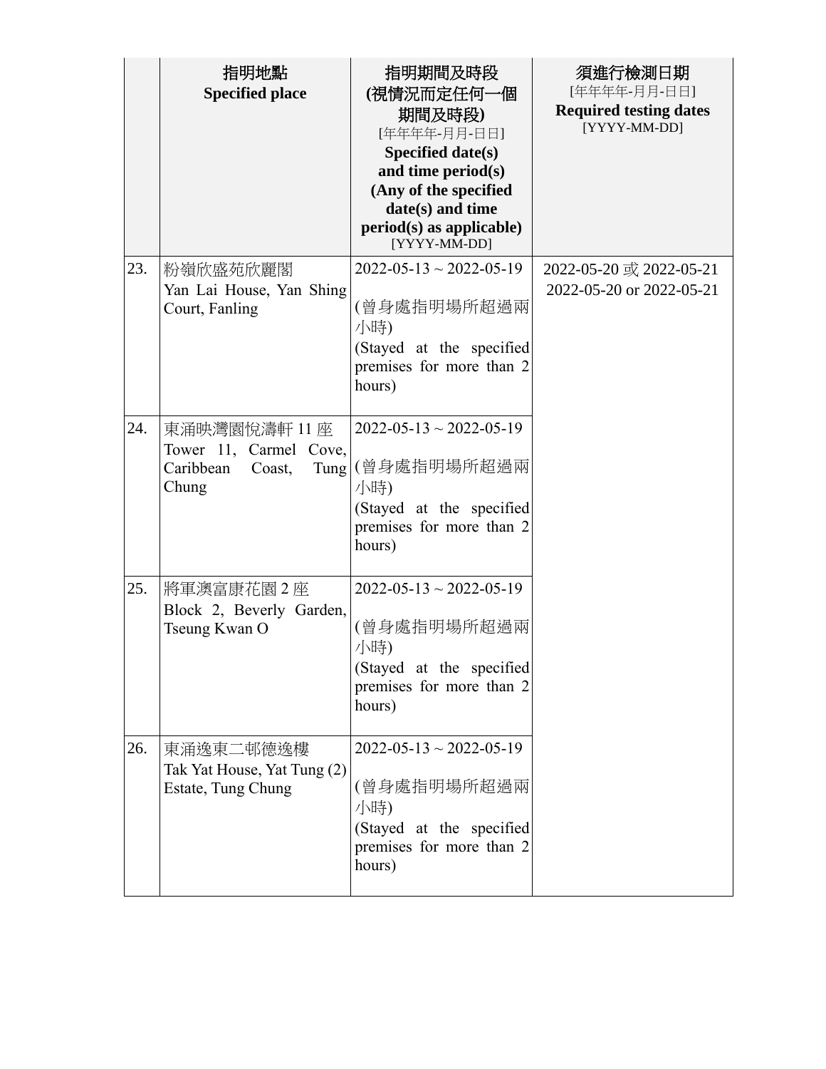| | 指明地點<br>**Specified place** | 指明期間及時段<br>**(視情況而定任何一個期間及時段)**<br>[年年年年-月月-日日]<br>**Specified date(s) and time period(s) (Any of the specified date(s) and time period(s) as applicable)**<br>[YYYY-MM-DD] | 須進行檢測日期<br>[年年年年-月月-日日]<br>**Required testing dates**<br>[YYYY-MM-DD] |
|---|---|---|---|
| 23. | 粉嶺欣盛苑欣麗閣<br>Yan Lai House, Yan Shing Court, Fanling | 2022-05-13 ~ 2022-05-19<br><br>(曾身處指明場所超過兩小時)<br>(Stayed at the specified premises for more than 2 hours) | 2022-05-20 或 2022-05-21<br>2022-05-20 or 2022-05-21 |
| 24. | 東涌映灣園悅濤軒 11 座<br>Tower 11, Carmel Cove, Caribbean Coast, Tung Chung | 2022-05-13 ~ 2022-05-19<br><br>(曾身處指明場所超過兩小時)<br>(Stayed at the specified premises for more than 2 hours) | |
| 25. | 將軍澳富康花園 2 座<br>Block 2, Beverly Garden, Tseung Kwan O | 2022-05-13 ~ 2022-05-19<br><br>(曾身處指明場所超過兩小時)<br>(Stayed at the specified premises for more than 2 hours) | |
| 26. | 東涌逸東二邨德逸樓<br>Tak Yat House, Yat Tung (2) Estate, Tung Chung | 2022-05-13 ~ 2022-05-19<br><br>(曾身處指明場所超過兩小時)<br>(Stayed at the specified premises for more than 2 hours) | |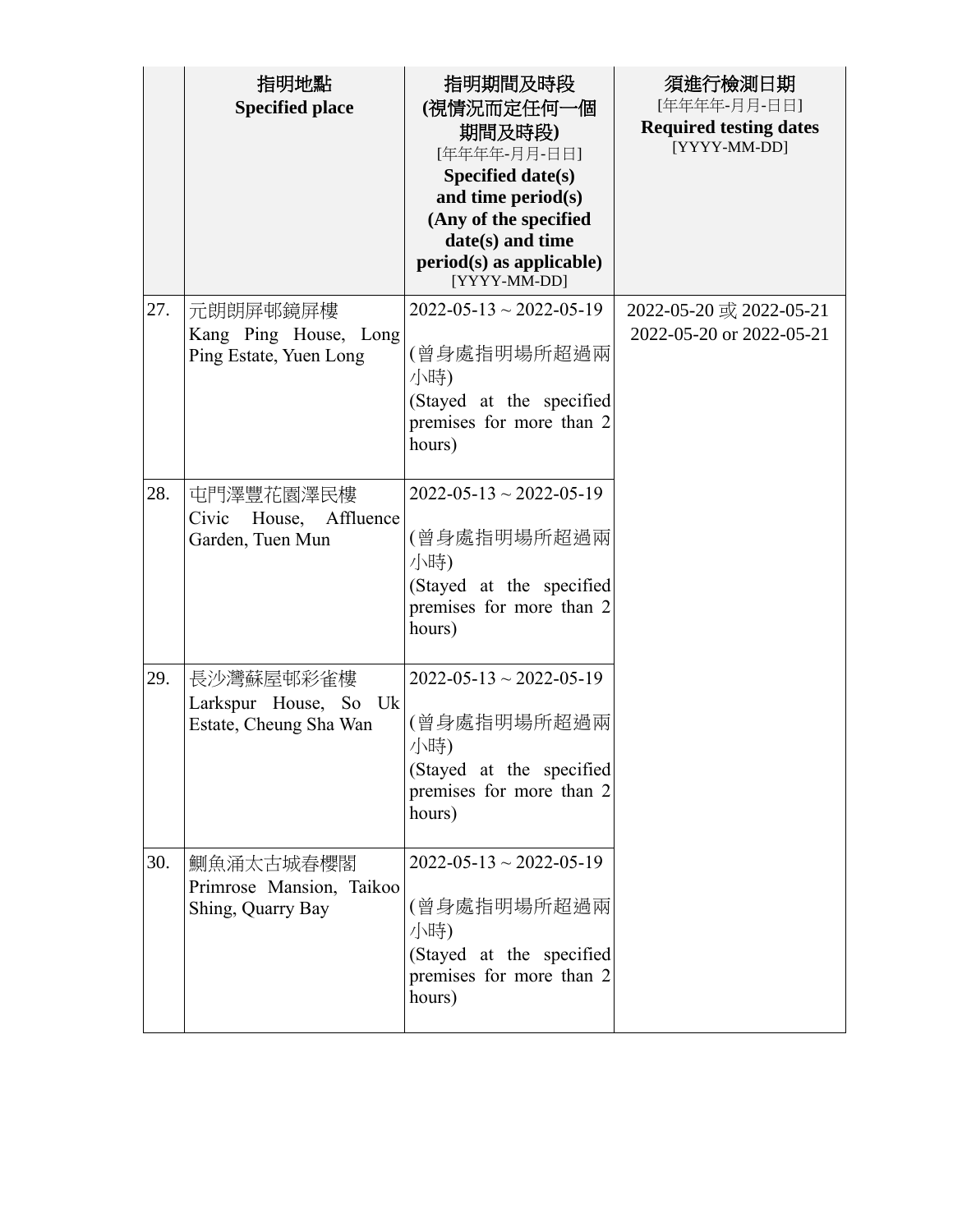| | 指明地點<br>**Specified place** | 指明期間及時段<br>**(視情況而定任何一個期間及時段)**<br>[年年年年-月月-日日]<br>**Specified date(s) and time period(s) (Any of the specified date(s) and time period(s) as applicable)**<br>[YYYY-MM-DD] | 須進行檢測日期<br>[年年年年-月月-日日]<br>**Required testing dates**<br>[YYYY-MM-DD] |
|---|---|---|---|
| 27. | 元朗朗屏邨鏡屏樓<br>Kang Ping House, Long Ping Estate, Yuen Long | 2022-05-13 ~ 2022-05-19<br><br>(曾身處指明場所超過兩小時)<br>(Stayed at the specified premises for more than 2 hours) | 2022-05-20 或 2022-05-21<br>2022-05-20 or 2022-05-21 |
| 28. | 屯門澤豐花園澤民樓<br>Civic House, Affluence Garden, Tuen Mun | 2022-05-13 ~ 2022-05-19<br><br>(曾身處指明場所超過兩小時)<br>(Stayed at the specified premises for more than 2 hours) | |
| 29. | 長沙灣蘇屋邨彩雀樓<br>Larkspur House, So Uk Estate, Cheung Sha Wan | 2022-05-13 ~ 2022-05-19<br><br>(曾身處指明場所超過兩小時)<br>(Stayed at the specified premises for more than 2 hours) | |
| 30. | 鰂魚涌太古城春櫻閣<br>Primrose Mansion, Taikoo Shing, Quarry Bay | 2022-05-13 ~ 2022-05-19<br><br>(曾身處指明場所超過兩小時)<br>(Stayed at the specified premises for more than 2 hours) | |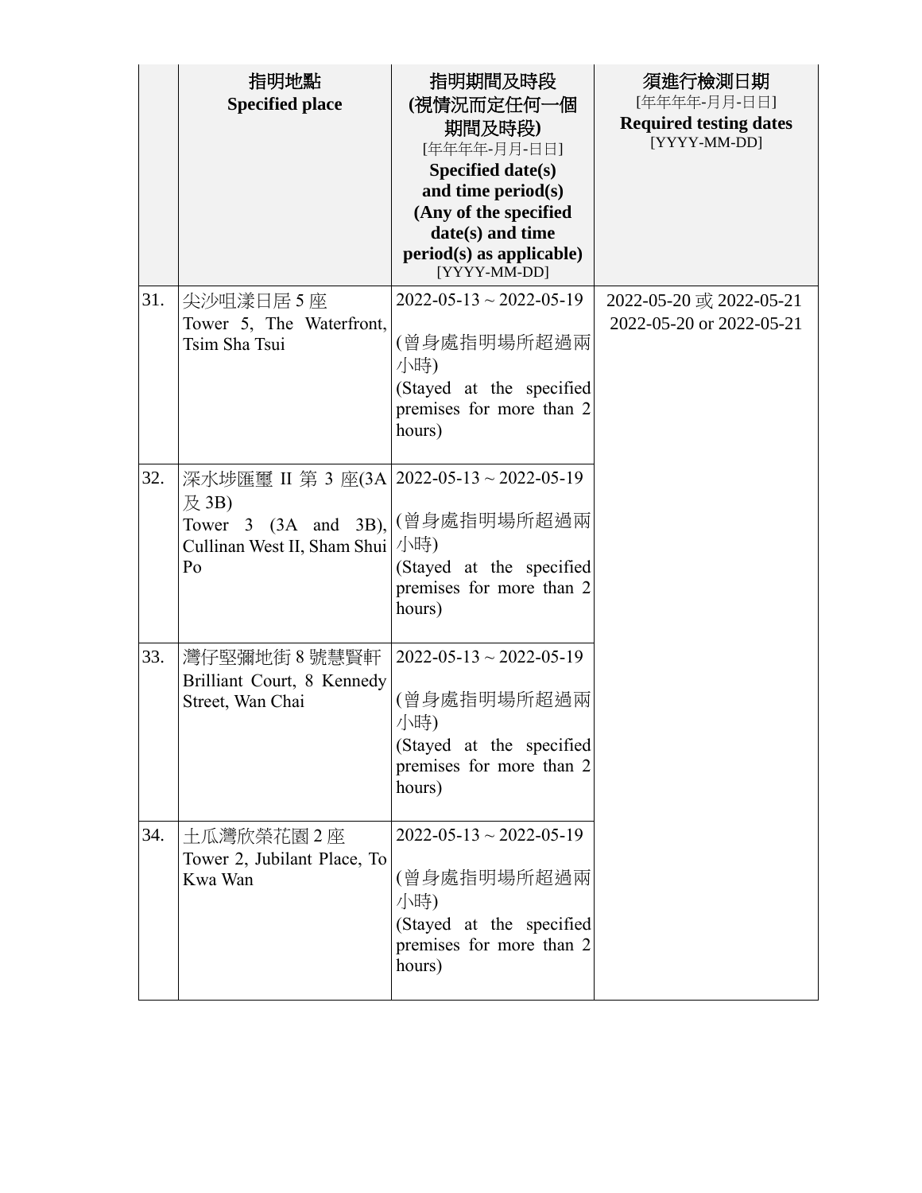| | 指明地點<br>**Specified place** | 指明期間及時段<br>**(視情況而定任何一個期間及時段)**<br>[年年年年-月月-日日]<br>**Specified date(s) and time period(s) (Any of the specified date(s) and time period(s) as applicable)**<br>[YYYY-MM-DD] | 須進行檢測日期<br>[年年年年-月月-日日]<br>**Required testing dates**<br>[YYYY-MM-DD] |
|---|---|---|---|
| 31. | 尖沙咀漾日居 5 座<br>Tower 5, The Waterfront, Tsim Sha Tsui | 2022-05-13 ~ 2022-05-19<br><br>(曾身處指明場所超過兩小時)<br>(Stayed at the specified premises for more than 2 hours) | 2022-05-20 或 2022-05-21<br>2022-05-20 or 2022-05-21 |
| 32. | 深水埗匯璽 II 第 3 座(3A 及 3B)<br>Tower 3 (3A and 3B), Cullinan West II, Sham Shui Po | 2022-05-13 ~ 2022-05-19<br><br>(曾身處指明場所超過兩小時)<br>(Stayed at the specified premises for more than 2 hours) | |
| 33. | 灣仔堅彌地街 8 號慧賢軒<br>Brilliant Court, 8 Kennedy Street, Wan Chai | 2022-05-13 ~ 2022-05-19<br><br>(曾身處指明場所超過兩小時)<br>(Stayed at the specified premises for more than 2 hours) | |
| 34. | 土瓜灣欣榮花園 2 座<br>Tower 2, Jubilant Place, To Kwa Wan | 2022-05-13 ~ 2022-05-19<br><br>(曾身處指明場所超過兩小時)<br>(Stayed at the specified premises for more than 2 hours) | |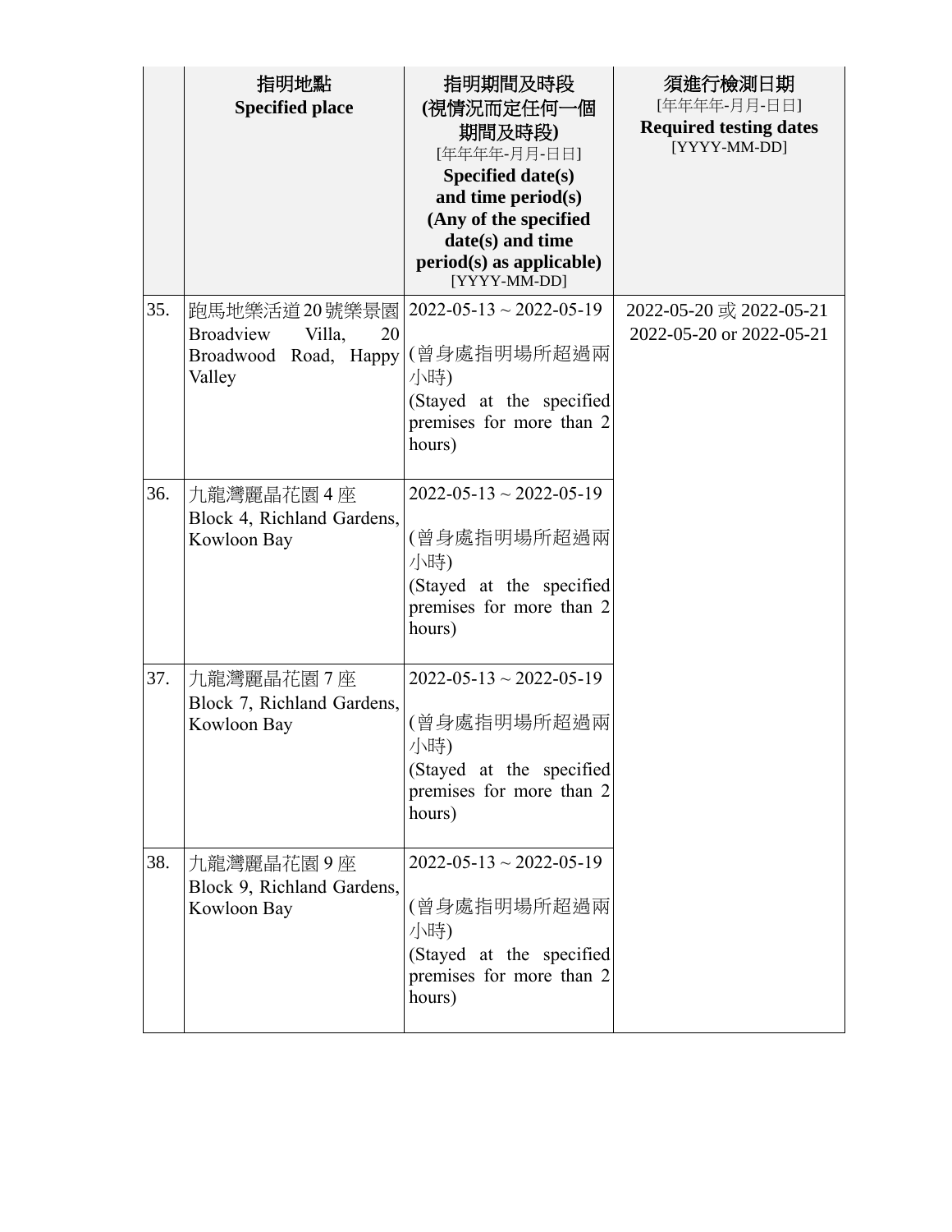| | 指明地點<br>**Specified place** | 指明期間及時段<br>**(視情況而定任何一個期間及時段)**<br>[年年年年-月月-日日]<br>**Specified date(s) and time period(s) (Any of the specified date(s) and time period(s) as applicable)**<br>[YYYY-MM-DD] | 須進行檢測日期<br>[年年年年-月月-日日]<br>**Required testing dates**<br>[YYYY-MM-DD] |
|---|---|---|---|
| 35. | 跑馬地樂活道20號樂景園<br>Broadview Villa, 20 Broadwood Road, Happy Valley | 2022-05-13 ~ 2022-05-19<br><br>(曾身處指明場所超過兩小時)<br>(Stayed at the specified premises for more than 2 hours) | 2022-05-20 或 2022-05-21<br>2022-05-20 or 2022-05-21 |
| 36. | 九龍灣麗晶花園 4 座<br>Block 4, Richland Gardens, Kowloon Bay | 2022-05-13 ~ 2022-05-19<br><br>(曾身處指明場所超過兩小時)<br>(Stayed at the specified premises for more than 2 hours) | |
| 37. | 九龍灣麗晶花園 7 座<br>Block 7, Richland Gardens, Kowloon Bay | 2022-05-13 ~ 2022-05-19<br><br>(曾身處指明場所超過兩小時)<br>(Stayed at the specified premises for more than 2 hours) | |
| 38. | 九龍灣麗晶花園 9 座<br>Block 9, Richland Gardens, Kowloon Bay | 2022-05-13 ~ 2022-05-19<br><br>(曾身處指明場所超過兩小時)<br>(Stayed at the specified premises for more than 2 hours) | |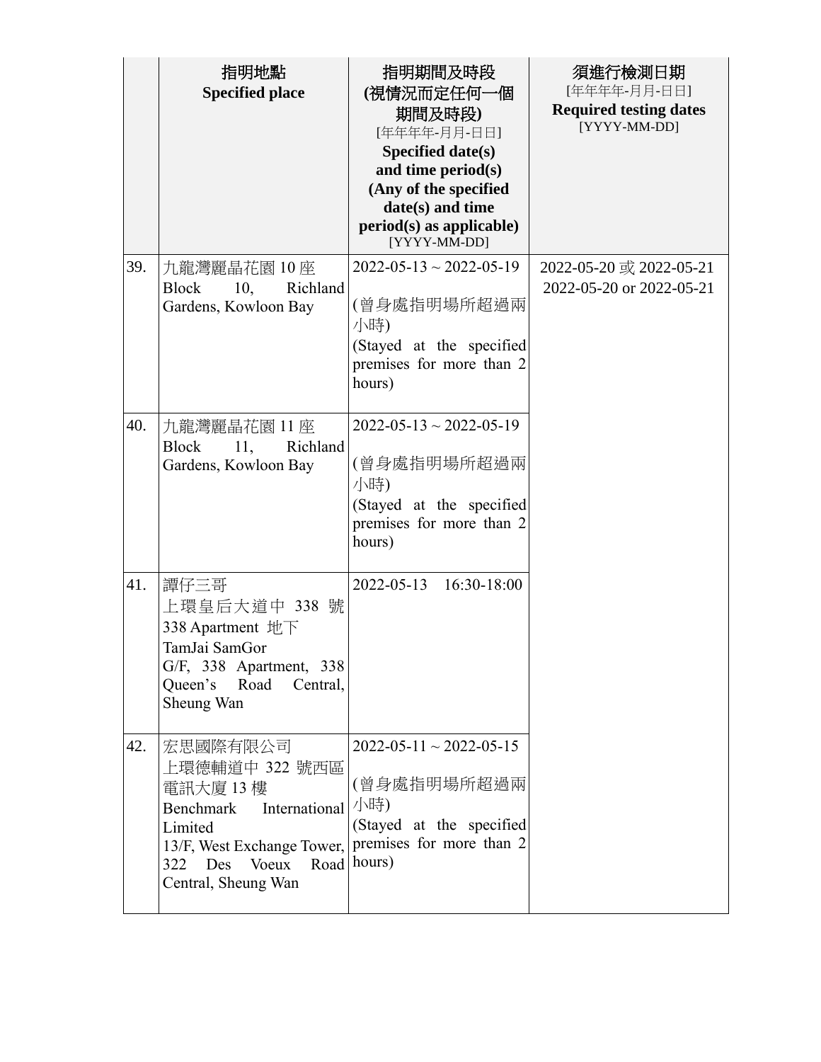| | 指明地點<br>**Specified place** | 指明期間及時段<br>**(視情況而定任何一個期間及時段)**<br>[年年年年-月月-日日]<br>**Specified date(s) and time period(s) (Any of the specified date(s) and time period(s) as applicable)**<br>[YYYY-MM-DD] | 須進行檢測日期<br>[年年年年-月月-日日]<br>**Required testing dates**<br>[YYYY-MM-DD] |
|---|---|---|---|
| 39. | 九龍灣麗晶花園 10 座<br>Block 10, Richland Gardens, Kowloon Bay | 2022-05-13 ~ 2022-05-19<br><br>(曾身處指明場所超過兩小時)<br>(Stayed at the specified premises for more than 2 hours) | 2022-05-20 或 2022-05-21<br>2022-05-20 or 2022-05-21 |
| 40. | 九龍灣麗晶花園 11 座<br>Block 11, Richland Gardens, Kowloon Bay | 2022-05-13 ~ 2022-05-19<br><br>(曾身處指明場所超過兩小時)<br>(Stayed at the specified premises for more than 2 hours) | |
| 41. | 譚仔三哥<br>上環皇后大道中 338 號 338 Apartment 地下<br>TamJai SamGor<br>G/F, 338 Apartment, 338 Queen's Road Central, Sheung Wan | 2022-05-13 16:30-18:00 | |
| 42. | 宏思國際有限公司<br>上環德輔道中 322 號西區電訊大廈 13 樓<br>Benchmark International Limited<br>13/F, West Exchange Tower, 322 Des Voeux Road Central, Sheung Wan | 2022-05-11 ~ 2022-05-15<br><br>(曾身處指明場所超過兩小時)<br>(Stayed at the specified premises for more than 2 hours) | |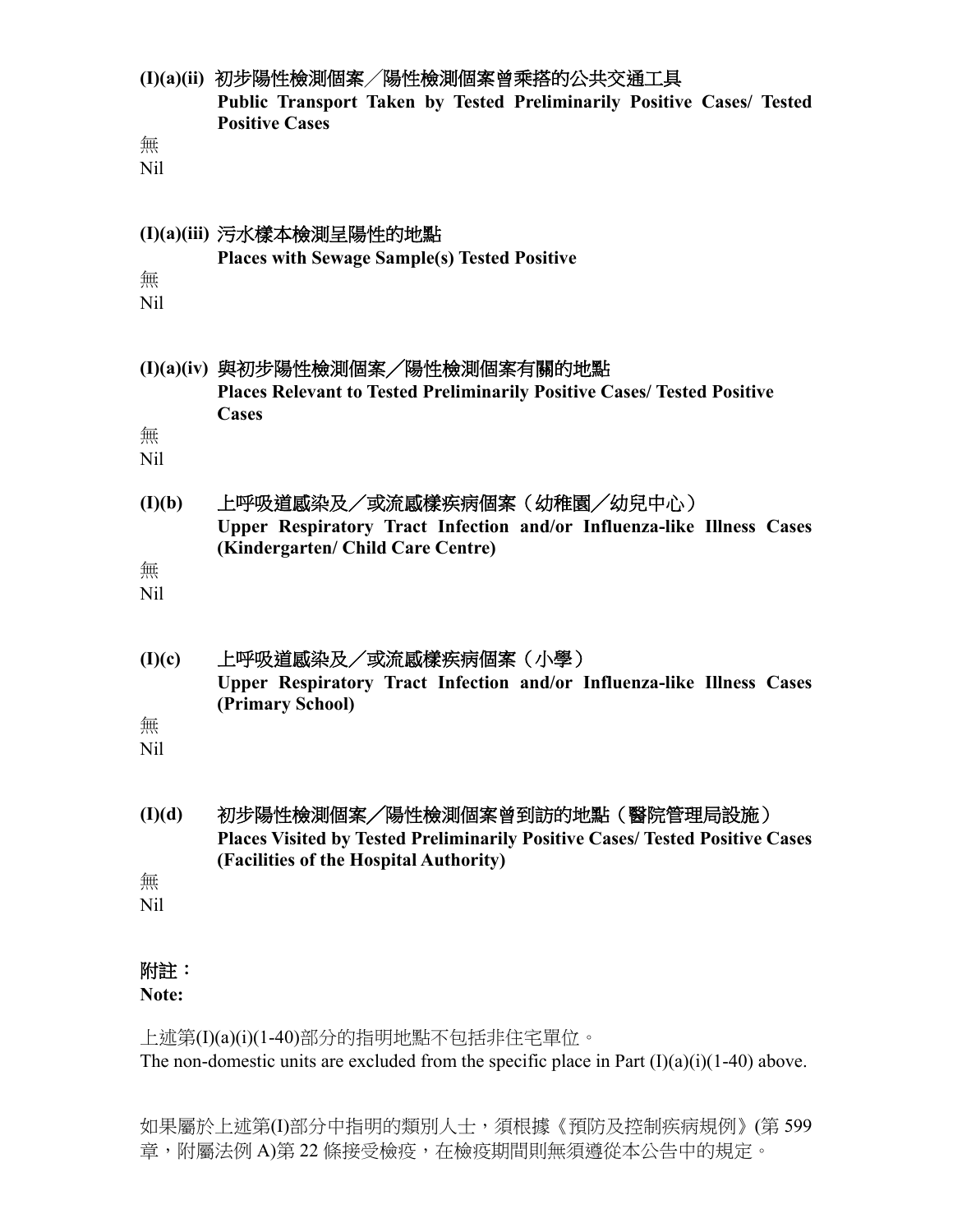**(I)(a)(ii) 初步陽性檢測個案／陽性檢測個案曾乘搭的公共交通工具**
**Public Transport Taken by Tested Preliminarily Positive Cases/ Tested Positive Cases**

無
Nil

**(I)(a)(iii) 污水樣本檢測呈陽性的地點**
**Places with Sewage Sample(s) Tested Positive**

無
Nil

**(I)(a)(iv) 與初步陽性檢測個案／陽性檢測個案有關的地點**
**Places Relevant to Tested Preliminarily Positive Cases/ Tested Positive Cases**

無
Nil

**(I)(b) 上呼吸道感染及／或流感樣疾病個案（幼稚園／幼兒中心）**
**Upper Respiratory Tract Infection and/or Influenza-like Illness Cases (Kindergarten/ Child Care Centre)**

無
Nil

**(I)(c) 上呼吸道感染及／或流感樣疾病個案（小學）**
**Upper Respiratory Tract Infection and/or Influenza-like Illness Cases (Primary School)**

無
Nil

**(I)(d) 初步陽性檢測個案／陽性檢測個案曾到訪的地點（醫院管理局設施）**
**Places Visited by Tested Preliminarily Positive Cases/ Tested Positive Cases (Facilities of the Hospital Authority)**

無
Nil

**附註：**
**Note:**

上述第(I)(a)(i)(1-40)部分的指明地點不包括非住宅單位。
The non-domestic units are excluded from the specific place in Part (I)(a)(i)(1-40) above.

如果屬於上述第(I)部分中指明的類別人士，須根據《預防及控制疾病規例》(第 599 章，附屬法例 A)第 22 條接受檢疫，在檢疫期間則無須遵從本公告中的規定。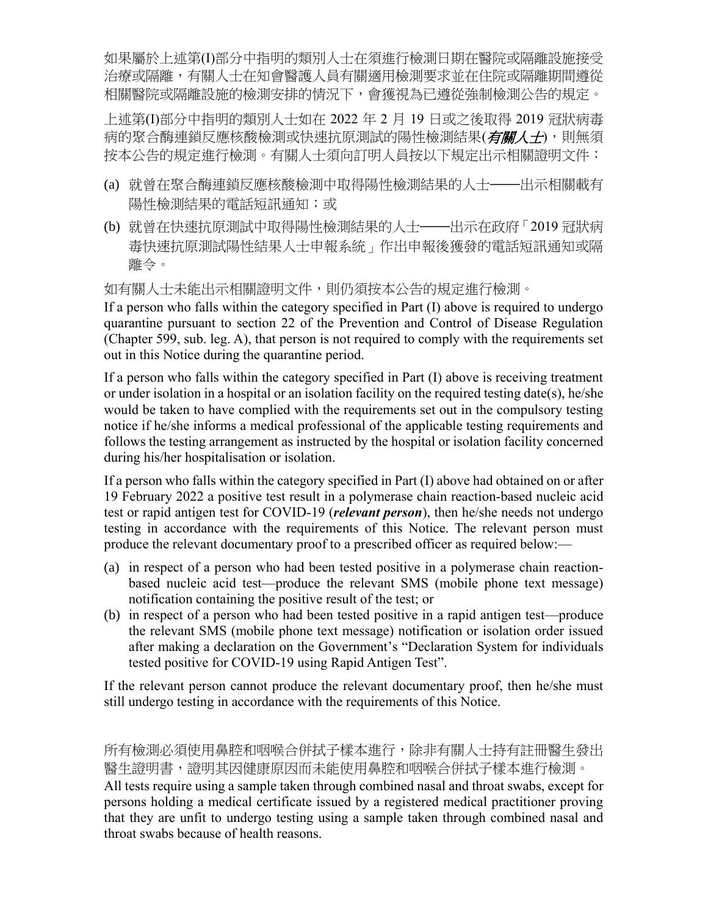如果屬於上述第(I)部分中指明的類別人士在須進行檢測日期在醫院或隔離設施接受治療或隔離，有關人士在知會醫護人員有關適用檢測要求並在住院或隔離期間遵從相關醫院或隔離設施的檢測安排的情況下，會獲視為已遵從強制檢測公告的規定。

上述第(I)部分中指明的類別人士如在 2022 年 2 月 19 日或之後取得 2019 冠狀病毒病的聚合酶連鎖反應核酸檢測或快速抗原測試的陽性檢測結果(***有關人士***)，則無須按本公告的規定進行檢測。有關人士須向訂明人員按以下規定出示相關證明文件：

(a) 就曾在聚合酶連鎖反應核酸檢測中取得陽性檢測結果的人士——出示相關載有陽性檢測結果的電話短訊通知；或

(b) 就曾在快速抗原測試中取得陽性檢測結果的人士——出示在政府「2019 冠狀病毒快速抗原測試陽性結果人士申報系統」作出申報後獲發的電話短訊通知或隔離令。

如有關人士未能出示相關證明文件，則仍須按本公告的規定進行檢測。

If a person who falls within the category specified in Part (I) above is required to undergo quarantine pursuant to section 22 of the Prevention and Control of Disease Regulation (Chapter 599, sub. leg. A), that person is not required to comply with the requirements set out in this Notice during the quarantine period.

If a person who falls within the category specified in Part (I) above is receiving treatment or under isolation in a hospital or an isolation facility on the required testing date(s), he/she would be taken to have complied with the requirements set out in the compulsory testing notice if he/she informs a medical professional of the applicable testing requirements and follows the testing arrangement as instructed by the hospital or isolation facility concerned during his/her hospitalisation or isolation.

If a person who falls within the category specified in Part (I) above had obtained on or after 19 February 2022 a positive test result in a polymerase chain reaction-based nucleic acid test or rapid antigen test for COVID-19 (***relevant person***), then he/she needs not undergo testing in accordance with the requirements of this Notice. The relevant person must produce the relevant documentary proof to a prescribed officer as required below:—

(a) in respect of a person who had been tested positive in a polymerase chain reaction-based nucleic acid test—produce the relevant SMS (mobile phone text message) notification containing the positive result of the test; or

(b) in respect of a person who had been tested positive in a rapid antigen test—produce the relevant SMS (mobile phone text message) notification or isolation order issued after making a declaration on the Government's "Declaration System for individuals tested positive for COVID-19 using Rapid Antigen Test".

If the relevant person cannot produce the relevant documentary proof, then he/she must still undergo testing in accordance with the requirements of this Notice.

所有檢測必須使用鼻腔和咽喉合併拭子樣本進行，除非有關人士持有註冊醫生發出醫生證明書，證明其因健康原因而未能使用鼻腔和咽喉合併拭子樣本進行檢測。

All tests require using a sample taken through combined nasal and throat swabs, except for persons holding a medical certificate issued by a registered medical practitioner proving that they are unfit to undergo testing using a sample taken through combined nasal and throat swabs because of health reasons.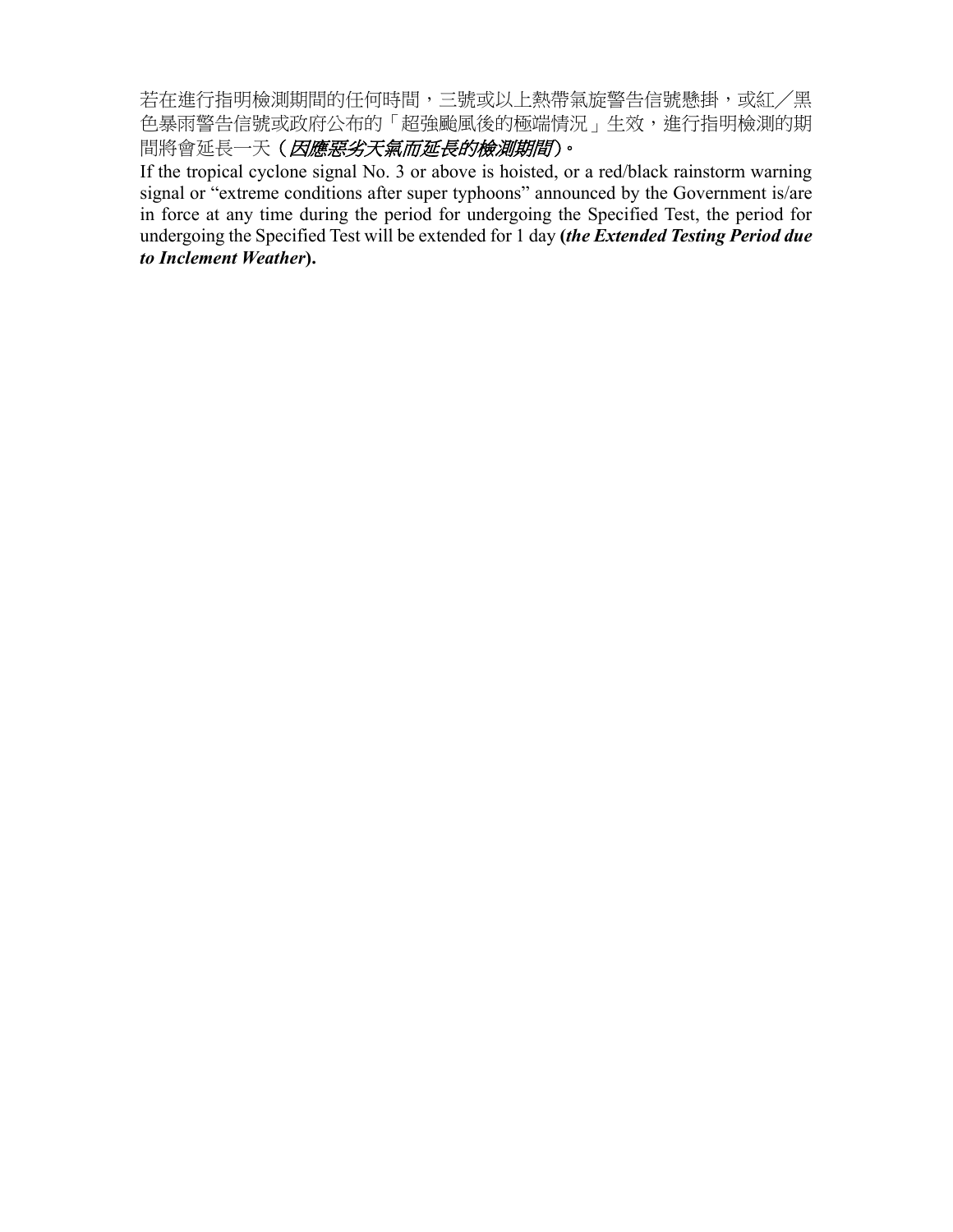若在進行指明檢測期間的任何時間，三號或以上熱帶氣旋警告信號懸掛，或紅／黑色暴雨警告信號或政府公布的「超強颱風後的極端情況」生效，進行指明檢測的期間將會延長一天（***因應惡劣天氣而延長的檢測期間***）。

If the tropical cyclone signal No. 3 or above is hoisted, or a red/black rainstorm warning signal or "extreme conditions after super typhoons" announced by the Government is/are in force at any time during the period for undergoing the Specified Test, the period for undergoing the Specified Test will be extended for 1 day **(*the Extended Testing Period due to Inclement Weather*).**